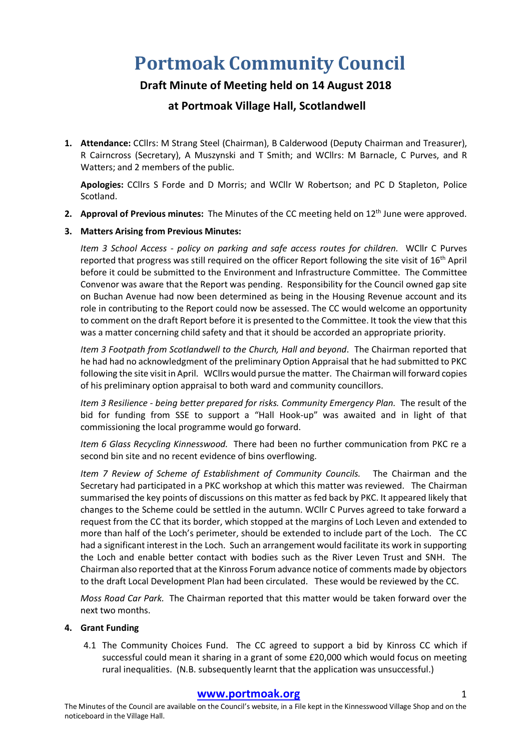# Portmoak Community Council

## Draft Minute of Meeting held on 14 August 2018

## at Portmoak Village Hall, Scotlandwell

1. **Attendance:** CCllrs: M Strang Steel (Chairman), B Calderwood (Deputy Chairman and Treasurer), R Cairncross (Secretary), A Muszynski and T Smith; and WCllrs: M Barnacle, C Purves, and R Watters; and 2 members of the public.

   **Apologies:** CCllrs S Forde and D Morris; and WCllr W Robertson; and PC D Stapleton, Police Scotland.

2. **Approval of Previous minutes:** The Minutes of the CC meeting held on 12th June were approved.

3. **Matters Arising from Previous Minutes:**

   *Item 3 School Access - policy on parking and safe access routes for children.* WCllr C Purves reported that progress was still required on the officer Report following the site visit of 16th April before it could be submitted to the Environment and Infrastructure Committee. The Committee Convenor was aware that the Report was pending. Responsibility for the Council owned gap site on Buchan Avenue had now been determined as being in the Housing Revenue account and its role in contributing to the Report could now be assessed. The CC would welcome an opportunity to comment on the draft Report before it is presented to the Committee. It took the view that this was a matter concerning child safety and that it should be accorded an appropriate priority.

   *Item 3 Footpath from Scotlandwell to the Church, Hall and beyond*. The Chairman reported that he had had no acknowledgment of the preliminary Option Appraisal that he had submitted to PKC following the site visit in April. WCllrs would pursue the matter. The Chairman will forward copies of his preliminary option appraisal to both ward and community councillors.

   *Item 3 Resilience - being better prepared for risks. Community Emergency Plan.* The result of the bid for funding from SSE to support a "Hall Hook-up" was awaited and in light of that commissioning the local programme would go forward.

   *Item 6 Glass Recycling Kinnesswood.* There had been no further communication from PKC re a second bin site and no recent evidence of bins overflowing.

   *Item 7 Review of Scheme of Establishment of Community Councils.* The Chairman and the Secretary had participated in a PKC workshop at which this matter was reviewed. The Chairman summarised the key points of discussions on this matter as fed back by PKC. It appeared likely that changes to the Scheme could be settled in the autumn. WCllr C Purves agreed to take forward a request from the CC that its border, which stopped at the margins of Loch Leven and extended to more than half of the Loch's perimeter, should be extended to include part of the Loch. The CC had a significant interest in the Loch. Such an arrangement would facilitate its work in supporting the Loch and enable better contact with bodies such as the River Leven Trust and SNH. The Chairman also reported that at the Kinross Forum advance notice of comments made by objectors to the draft Local Development Plan had been circulated. These would be reviewed by the CC.

   *Moss Road Car Park.* The Chairman reported that this matter would be taken forward over the next two months.

4. **Grant Funding**

   4.1 The Community Choices Fund. The CC agreed to support a bid by Kinross CC which if successful could mean it sharing in a grant of some £20,000 which would focus on meeting rural inequalities. (N.B. subsequently learnt that the application was unsuccessful.)

**www.portmoak.org**

The Minutes of the Council are available on the Council's website, in a File kept in the Kinnesswood Village Shop and on the noticeboard in the Village Hall.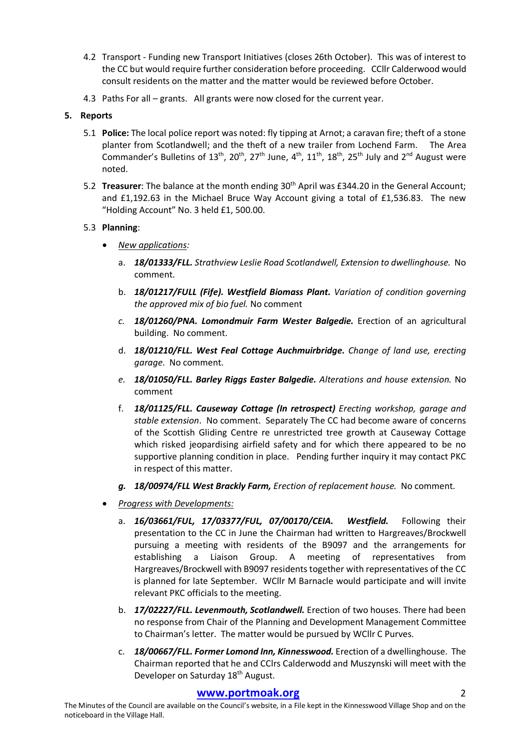4.2 Transport - Funding new Transport Initiatives (closes 26th October). This was of interest to the CC but would require further consideration before proceeding. CCllr Calderwood would consult residents on the matter and the matter would be reviewed before October.

4.3 Paths For all – grants. All grants were now closed for the current year.

**5. Reports**

5.1 **Police:** The local police report was noted: fly tipping at Arnot; a caravan fire; theft of a stone planter from Scotlandwell; and the theft of a new trailer from Lochend Farm. The Area Commander's Bulletins of 13th, 20th, 27th June, 4th, 11th, 18th, 25th July and 2nd August were noted.

5.2 **Treasurer**: The balance at the month ending 30th April was £344.20 in the General Account; and £1,192.63 in the Michael Bruce Way Account giving a total of £1,536.83. The new "Holding Account" No. 3 held £1, 500.00.

5.3 **Planning**:

- *New applications:*
  - a. ***18/01333/FLL.*** *Strathview Leslie Road Scotlandwell, Extension to dwellinghouse.* No comment.
  - b. ***18/01217/FULL (Fife). Westfield Biomass Plant.*** *Variation of condition governing the approved mix of bio fuel.* No comment
  - c. ***18/01260/PNA. Lomondmuir Farm Wester Balgedie.*** Erection of an agricultural building. No comment.
  - d. ***18/01210/FLL. West Feal Cottage Auchmuirbridge.*** *Change of land use, erecting garage*. No comment.
  - e. ***18/01050/FLL. Barley Riggs Easter Balgedie.*** *Alterations and house extension.* No comment
  - f. ***18/01125/FLL. Causeway Cottage (In retrospect)*** *Erecting workshop, garage and stable extension*. No comment. Separately The CC had become aware of concerns of the Scottish Gliding Centre re unrestricted tree growth at Causeway Cottage which risked jeopardising airfield safety and for which there appeared to be no supportive planning condition in place. Pending further inquiry it may contact PKC in respect of this matter.
  - g. ***18/00974/FLL West Brackly Farm,*** *Erection of replacement house.* No comment.
- *Progress with Developments:*
  - a. ***16/03661/FUL, 17/03377/FUL, 07/00170/CEIA. Westfield.*** Following their presentation to the CC in June the Chairman had written to Hargreaves/Brockwell pursuing a meeting with residents of the B9097 and the arrangements for establishing a Liaison Group. A meeting of representatives from Hargreaves/Brockwell with B9097 residents together with representatives of the CC is planned for late September. WCllr M Barnacle would participate and will invite relevant PKC officials to the meeting.
  - b. ***17/02227/FLL. Levenmouth, Scotlandwell.*** Erection of two houses. There had been no response from Chair of the Planning and Development Management Committee to Chairman's letter. The matter would be pursued by WCllr C Purves.
  - c. ***18/00667/FLL. Former Lomond Inn, Kinnesswood.*** Erection of a dwellinghouse. The Chairman reported that he and CClrs Calderwodd and Muszynski will meet with the Developer on Saturday 18th August.

**www.portmoak.org**

The Minutes of the Council are available on the Council's website, in a File kept in the Kinnesswood Village Shop and on the noticeboard in the Village Hall.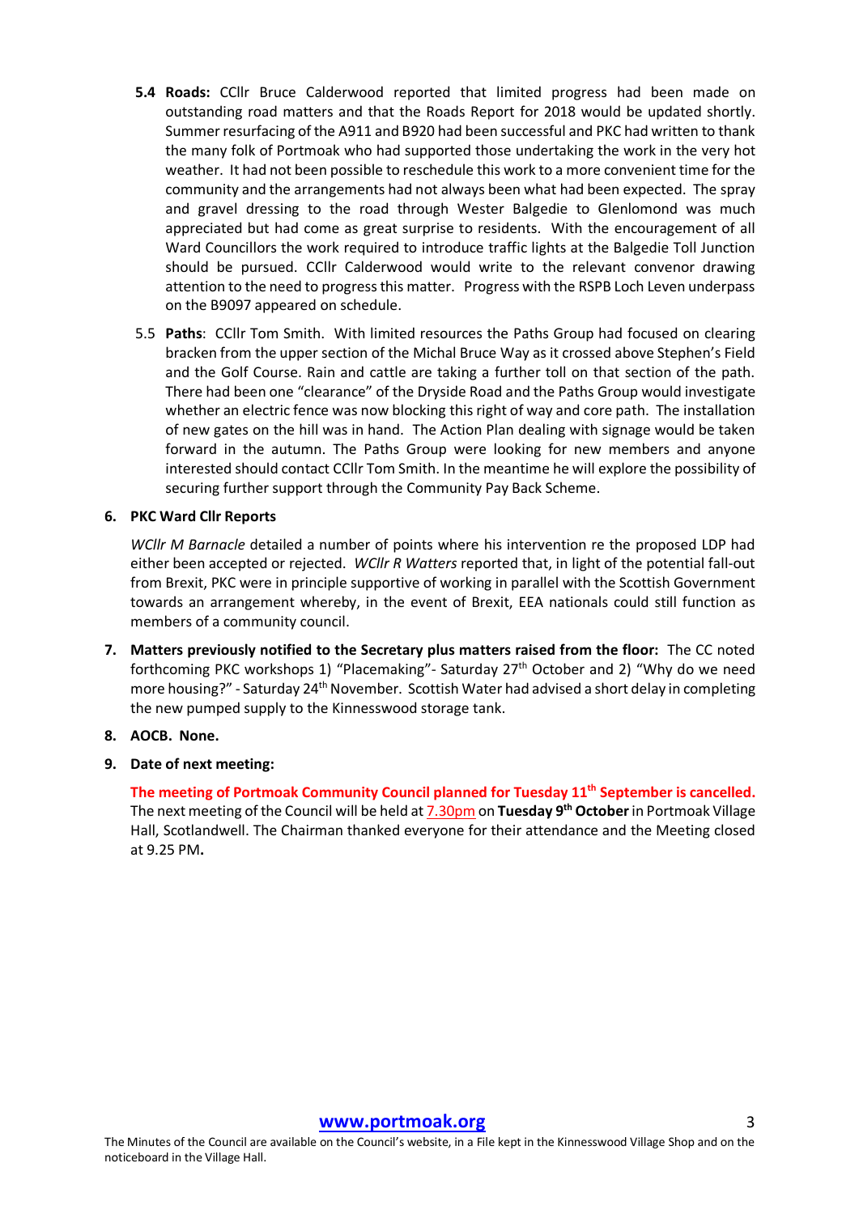**5.4 Roads:** CCllr Bruce Calderwood reported that limited progress had been made on outstanding road matters and that the Roads Report for 2018 would be updated shortly. Summer resurfacing of the A911 and B920 had been successful and PKC had written to thank the many folk of Portmoak who had supported those undertaking the work in the very hot weather. It had not been possible to reschedule this work to a more convenient time for the community and the arrangements had not always been what had been expected. The spray and gravel dressing to the road through Wester Balgedie to Glenlomond was much appreciated but had come as great surprise to residents. With the encouragement of all Ward Councillors the work required to introduce traffic lights at the Balgedie Toll Junction should be pursued. CCllr Calderwood would write to the relevant convenor drawing attention to the need to progress this matter. Progress with the RSPB Loch Leven underpass on the B9097 appeared on schedule.

5.5 **Paths**: CCllr Tom Smith. With limited resources the Paths Group had focused on clearing bracken from the upper section of the Michal Bruce Way as it crossed above Stephen's Field and the Golf Course. Rain and cattle are taking a further toll on that section of the path. There had been one "clearance" of the Dryside Road and the Paths Group would investigate whether an electric fence was now blocking this right of way and core path. The installation of new gates on the hill was in hand. The Action Plan dealing with signage would be taken forward in the autumn. The Paths Group were looking for new members and anyone interested should contact CCllr Tom Smith. In the meantime he will explore the possibility of securing further support through the Community Pay Back Scheme.

**6. PKC Ward Cllr Reports**

*WCllr M Barnacle* detailed a number of points where his intervention re the proposed LDP had either been accepted or rejected. *WCllr R Watters* reported that, in light of the potential fall-out from Brexit, PKC were in principle supportive of working in parallel with the Scottish Government towards an arrangement whereby, in the event of Brexit, EEA nationals could still function as members of a community council.

**7. Matters previously notified to the Secretary plus matters raised from the floor:** The CC noted forthcoming PKC workshops 1) "Placemaking"- Saturday 27th October and 2) "Why do we need more housing?" - Saturday 24th November. Scottish Water had advised a short delay in completing the new pumped supply to the Kinnesswood storage tank.

**8. AOCB. None.**

**9. Date of next meeting:**

**The meeting of Portmoak Community Council planned for Tuesday 11th September is cancelled.** The next meeting of the Council will be held at 7.30pm on **Tuesday 9th October** in Portmoak Village Hall, Scotlandwell. The Chairman thanked everyone for their attendance and the Meeting closed at 9.25 PM**.**

**www.portmoak.org**

The Minutes of the Council are available on the Council's website, in a File kept in the Kinnesswood Village Shop and on the noticeboard in the Village Hall.